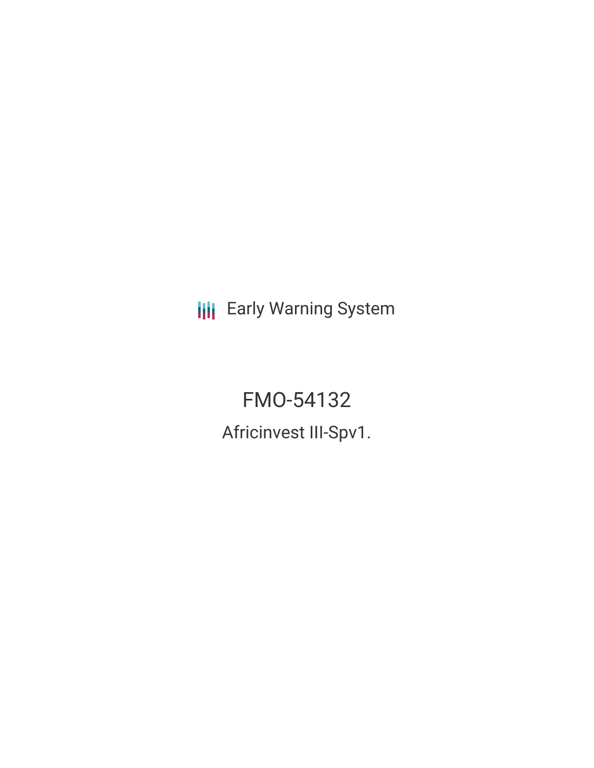Early Warning System

# FMO-54132

## Africinvest III-Spv1.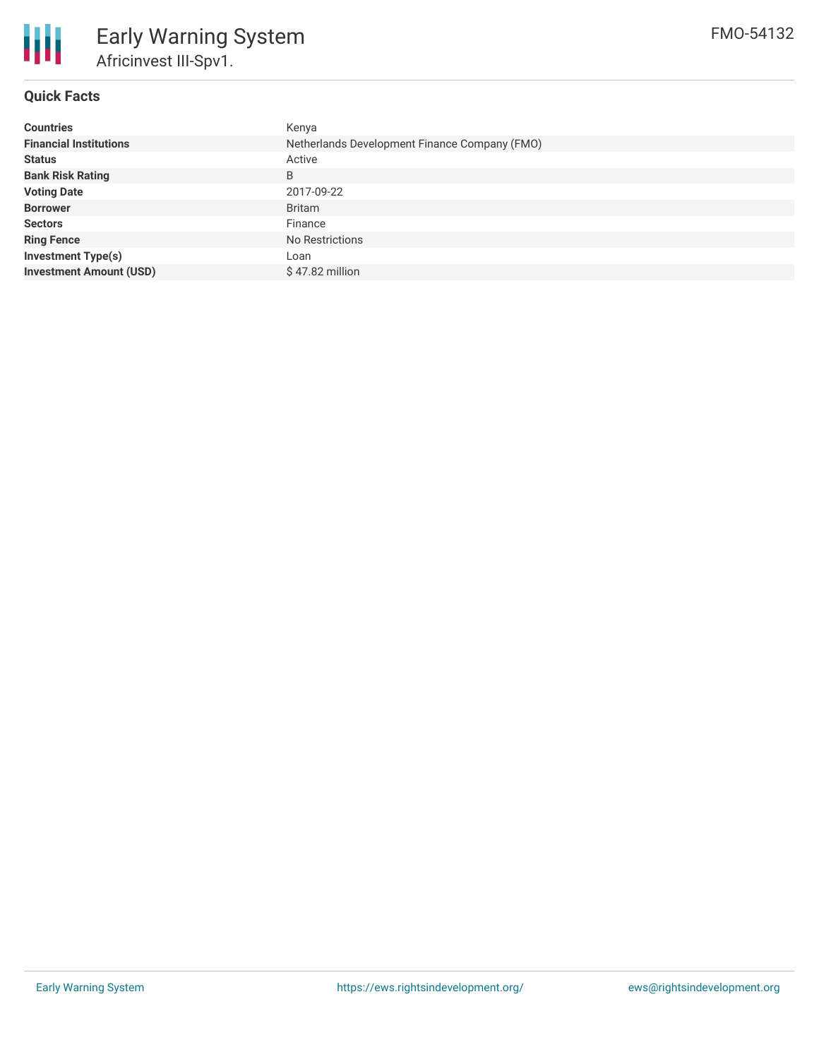# Early Warning System

## Africinvest III-Spv1.

FMO-54132

### Quick Facts

| | |
|---|---|
| **Countries** | Kenya |
| **Financial Institutions** | Netherlands Development Finance Company (FMO) |
| **Status** | Active |
| **Bank Risk Rating** | B |
| **Voting Date** | 2017-09-22 |
| **Borrower** | Britam |
| **Sectors** | Finance |
| **Ring Fence** | No Restrictions |
| **Investment Type(s)** | Loan |
| **Investment Amount (USD)** | $ 47.82 million |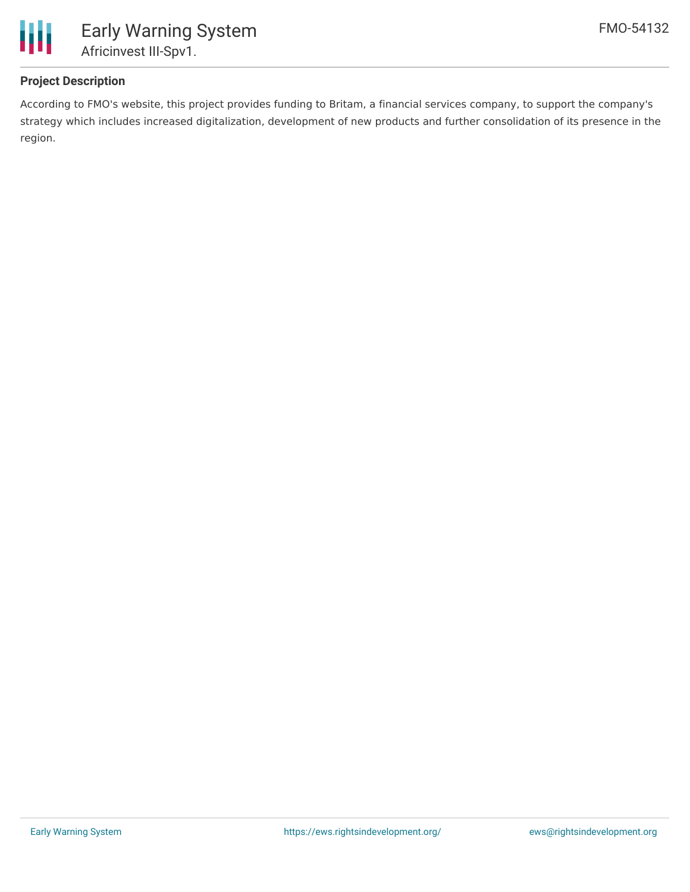**Project Description**

According to FMO's website, this project provides funding to Britam, a financial services company, to support the company's strategy which includes increased digitalization, development of new products and further consolidation of its presence in the region.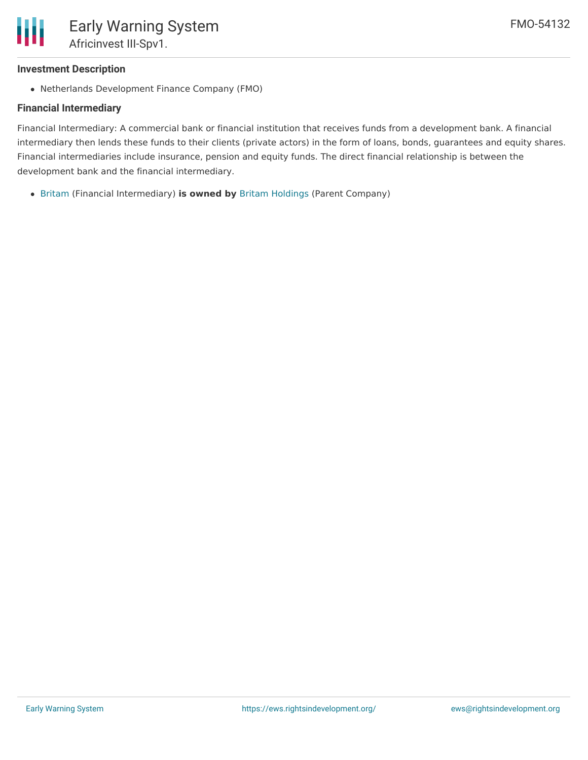### Investment Description

- Netherlands Development Finance Company (FMO)

### Financial Intermediary

Financial Intermediary: A commercial bank or financial institution that receives funds from a development bank. A financial intermediary then lends these funds to their clients (private actors) in the form of loans, bonds, guarantees and equity shares. Financial intermediaries include insurance, pension and equity funds. The direct financial relationship is between the development bank and the financial intermediary.

- Britam (Financial Intermediary) **is owned by** Britam Holdings (Parent Company)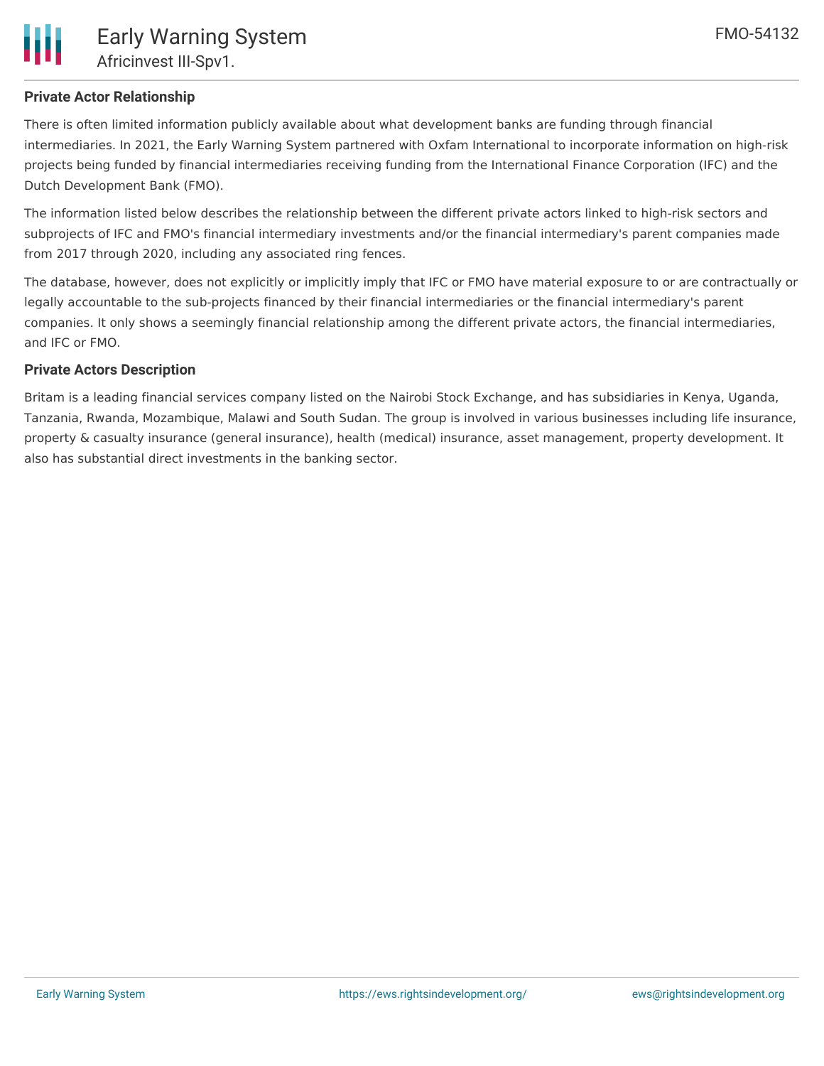## Private Actor Relationship

There is often limited information publicly available about what development banks are funding through financial intermediaries. In 2021, the Early Warning System partnered with Oxfam International to incorporate information on high-risk projects being funded by financial intermediaries receiving funding from the International Finance Corporation (IFC) and the Dutch Development Bank (FMO).

The information listed below describes the relationship between the different private actors linked to high-risk sectors and subprojects of IFC and FMO's financial intermediary investments and/or the financial intermediary's parent companies made from 2017 through 2020, including any associated ring fences.

The database, however, does not explicitly or implicitly imply that IFC or FMO have material exposure to or are contractually or legally accountable to the sub-projects financed by their financial intermediaries or the financial intermediary's parent companies. It only shows a seemingly financial relationship among the different private actors, the financial intermediaries, and IFC or FMO.

## Private Actors Description

Britam is a leading financial services company listed on the Nairobi Stock Exchange, and has subsidiaries in Kenya, Uganda, Tanzania, Rwanda, Mozambique, Malawi and South Sudan. The group is involved in various businesses including life insurance, property & casualty insurance (general insurance), health (medical) insurance, asset management, property development. It also has substantial direct investments in the banking sector.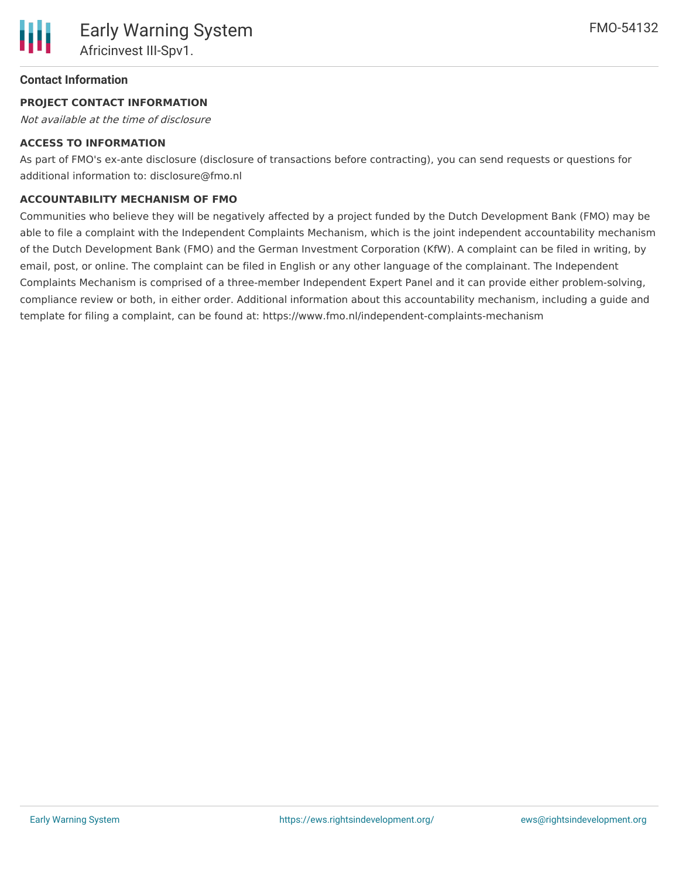## Contact Information

**PROJECT CONTACT INFORMATION**

*Not available at the time of disclosure*

**ACCESS TO INFORMATION**

As part of FMO's ex-ante disclosure (disclosure of transactions before contracting), you can send requests or questions for additional information to: disclosure@fmo.nl

**ACCOUNTABILITY MECHANISM OF FMO**

Communities who believe they will be negatively affected by a project funded by the Dutch Development Bank (FMO) may be able to file a complaint with the Independent Complaints Mechanism, which is the joint independent accountability mechanism of the Dutch Development Bank (FMO) and the German Investment Corporation (KfW). A complaint can be filed in writing, by email, post, or online. The complaint can be filed in English or any other language of the complainant. The Independent Complaints Mechanism is comprised of a three-member Independent Expert Panel and it can provide either problem-solving, compliance review or both, in either order. Additional information about this accountability mechanism, including a guide and template for filing a complaint, can be found at: https://www.fmo.nl/independent-complaints-mechanism